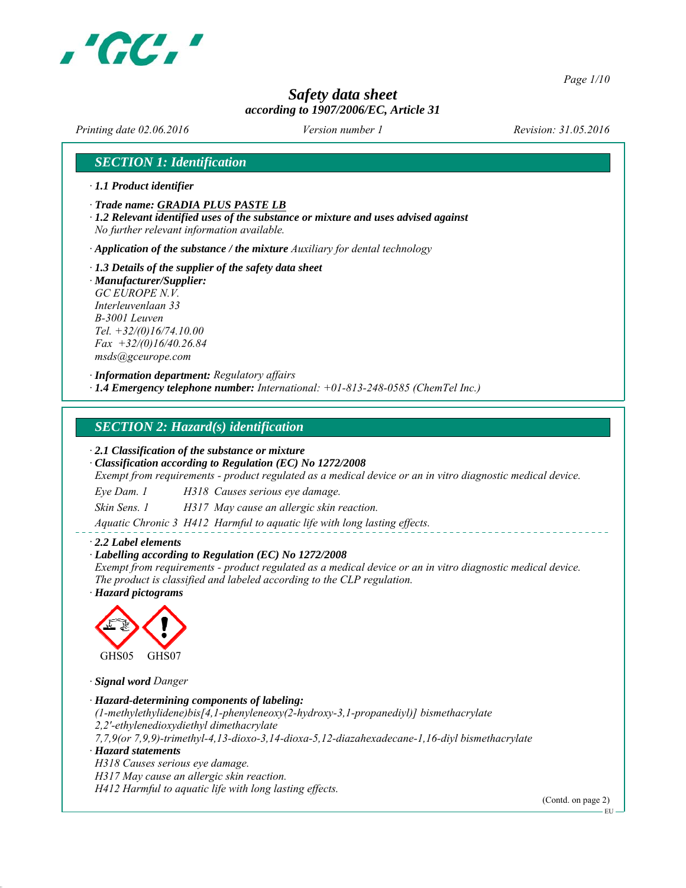# Safety data sheet
*according to 1907/2006/EC, Article 31*

*Printing date 02.06.2016* *Version number 1* *Revision: 31.05.2016*

## SECTION 1: Identification

· **1.1 Product identifier**

· **Trade name: GRADIA PLUS PASTE LB**

· **1.2 Relevant identified uses of the substance or mixture and uses advised against**
*No further relevant information available.*

· **Application of the substance / the mixture** *Auxiliary for dental technology*

· **1.3 Details of the supplier of the safety data sheet**

· **Manufacturer/Supplier:**
*GC EUROPE N.V.*
*Interleuvenlaan 33*
*B-3001 Leuven*
*Tel. +32/(0)16/74.10.00*
*Fax +32/(0)16/40.26.84*
*msds@gceurope.com*

· **Information department:** *Regulatory affairs*

· **1.4 Emergency telephone number:** *International: +01-813-248-0585 (ChemTel Inc.)*

## SECTION 2: Hazard(s) identification

· **2.1 Classification of the substance or mixture**

· **Classification according to Regulation (EC) No 1272/2008**
*Exempt from requirements - product regulated as a medical device or an in vitro diagnostic medical device.*

| | |
|---|---|
| Eye Dam. 1 | H318 Causes serious eye damage. |
| Skin Sens. 1 | H317 May cause an allergic skin reaction. |
| Aquatic Chronic 3 | H412 Harmful to aquatic life with long lasting effects. |

· **2.2 Label elements**

· **Labelling according to Regulation (EC) No 1272/2008**
*Exempt from requirements - product regulated as a medical device or an in vitro diagnostic medical device.*
*The product is classified and labeled according to the CLP regulation.*

· **Hazard pictograms**

GHS05 GHS07

· **Signal word** *Danger*

· **Hazard-determining components of labeling:**
*(1-methylethylidene)bis[4,1-phenyleneoxy(2-hydroxy-3,1-propanediyl)] bismethacrylate*
*2,2'-ethylenedioxydiethyl dimethacrylate*
*7,7,9(or 7,9,9)-trimethyl-4,13-dioxo-3,14-dioxa-5,12-diazahexadecane-1,16-diyl bismethacrylate*

· **Hazard statements**
*H318 Causes serious eye damage.*
*H317 May cause an allergic skin reaction.*
*H412 Harmful to aquatic life with long lasting effects.*

(Contd. on page 2)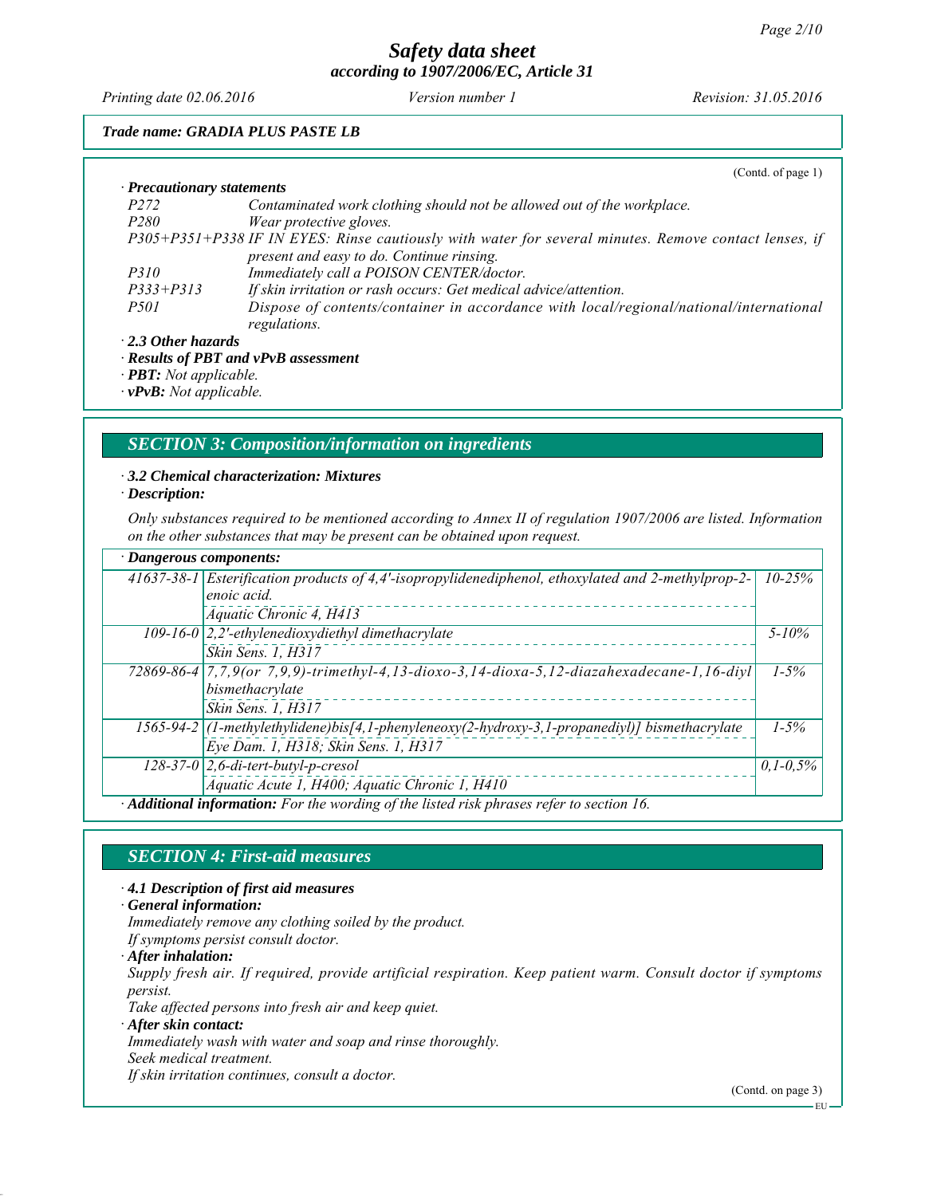**Trade name: GRADIA PLUS PASTE LB**

(Contd. of page 1)

· **Precautionary statements**

| | |
|---|---|
| P272 | Contaminated work clothing should not be allowed out of the workplace. |
| P280 | Wear protective gloves. |
| P305+P351+P338 | IF IN EYES: Rinse cautiously with water for several minutes. Remove contact lenses, if present and easy to do. Continue rinsing. |
| P310 | Immediately call a POISON CENTER/doctor. |
| P333+P313 | If skin irritation or rash occurs: Get medical advice/attention. |
| P501 | Dispose of contents/container in accordance with local/regional/national/international regulations. |

· **2.3 Other hazards**

· **Results of PBT and vPvB assessment**

· **PBT:** Not applicable.

· **vPvB:** Not applicable.

## SECTION 3: Composition/information on ingredients

· **3.2 Chemical characterization: Mixtures**

· **Description:**

Only substances required to be mentioned according to Annex II of regulation 1907/2006 are listed. Information on the other substances that may be present can be obtained upon request.

· **Dangerous components:**

| CAS | Component | % |
|---|---|---|
| 41637-38-1 | Esterification products of 4,4'-isopropylidenediphenol, ethoxylated and 2-methylprop-2-enoic acid.<br>Aquatic Chronic 4, H413 | 10-25% |
| 109-16-0 | 2,2'-ethylenedioxydiethyl dimethacrylate<br>Skin Sens. 1, H317 | 5-10% |
| 72869-86-4 | 7,7,9(or 7,9,9)-trimethyl-4,13-dioxo-3,14-dioxa-5,12-diazahexadecane-1,16-diyl bismethacrylate<br>Skin Sens. 1, H317 | 1-5% |
| 1565-94-2 | (1-methylethylidene)bis[4,1-phenyleneoxy(2-hydroxy-3,1-propanediyl)] bismethacrylate<br>Eye Dam. 1, H318; Skin Sens. 1, H317 | 1-5% |
| 128-37-0 | 2,6-di-tert-butyl-p-cresol<br>Aquatic Acute 1, H400; Aquatic Chronic 1, H410 | 0,1-0,5% |

· **Additional information:** For the wording of the listed risk phrases refer to section 16.

## SECTION 4: First-aid measures

· **4.1 Description of first aid measures**

· **General information:**

Immediately remove any clothing soiled by the product.

If symptoms persist consult doctor.

· **After inhalation:**

Supply fresh air. If required, provide artificial respiration. Keep patient warm. Consult doctor if symptoms persist.

Take affected persons into fresh air and keep quiet.

· **After skin contact:**

Immediately wash with water and soap and rinse thoroughly.

Seek medical treatment.

If skin irritation continues, consult a doctor.

(Contd. on page 3)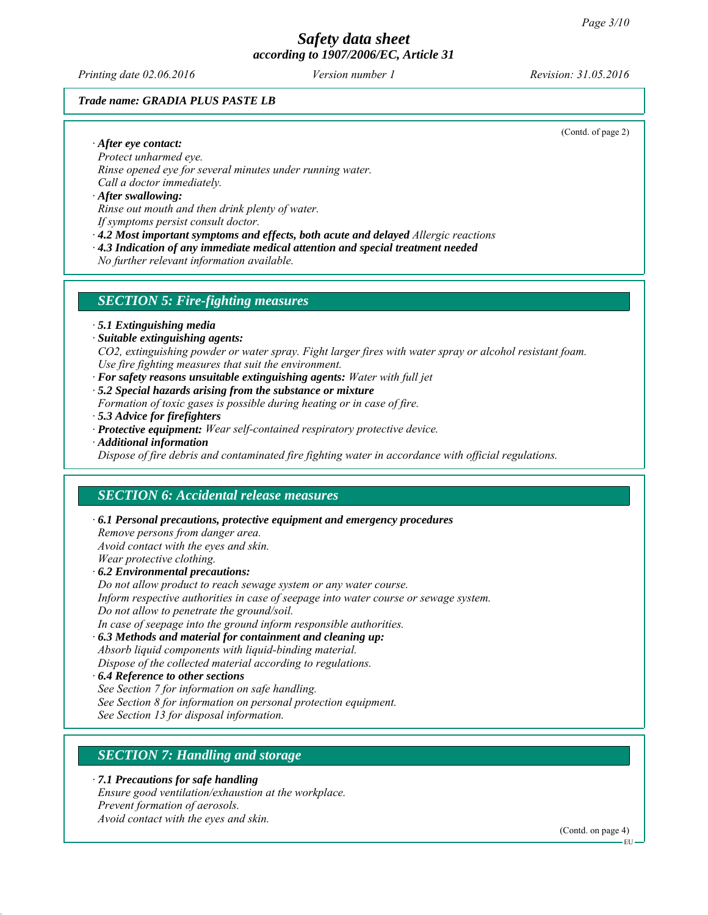*Trade name: GRADIA PLUS PASTE LB*

(Contd. of page 2)

· ***After eye contact:***
*Protect unharmed eye.*
*Rinse opened eye for several minutes under running water.*
*Call a doctor immediately.*

· ***After swallowing:***
*Rinse out mouth and then drink plenty of water.*
*If symptoms persist consult doctor.*

· ***4.2 Most important symptoms and effects, both acute and delayed*** *Allergic reactions*

· ***4.3 Indication of any immediate medical attention and special treatment needed***
*No further relevant information available.*

## *SECTION 5: Fire-fighting measures*

· ***5.1 Extinguishing media***

· ***Suitable extinguishing agents:***
*$CO_2$, extinguishing powder or water spray. Fight larger fires with water spray or alcohol resistant foam.*
*Use fire fighting measures that suit the environment.*

· ***For safety reasons unsuitable extinguishing agents:*** *Water with full jet*

· ***5.2 Special hazards arising from the substance or mixture***
*Formation of toxic gases is possible during heating or in case of fire.*

· ***5.3 Advice for firefighters***

· ***Protective equipment:*** *Wear self-contained respiratory protective device.*

· ***Additional information***
*Dispose of fire debris and contaminated fire fighting water in accordance with official regulations.*

## *SECTION 6: Accidental release measures*

· ***6.1 Personal precautions, protective equipment and emergency procedures***
*Remove persons from danger area.*
*Avoid contact with the eyes and skin.*
*Wear protective clothing.*

· ***6.2 Environmental precautions:***
*Do not allow product to reach sewage system or any water course.*
*Inform respective authorities in case of seepage into water course or sewage system.*
*Do not allow to penetrate the ground/soil.*
*In case of seepage into the ground inform responsible authorities.*

· ***6.3 Methods and material for containment and cleaning up:***
*Absorb liquid components with liquid-binding material.*
*Dispose of the collected material according to regulations.*

· ***6.4 Reference to other sections***
*See Section 7 for information on safe handling.*
*See Section 8 for information on personal protection equipment.*
*See Section 13 for disposal information.*

## *SECTION 7: Handling and storage*

· ***7.1 Precautions for safe handling***
*Ensure good ventilation/exhaustion at the workplace.*
*Prevent formation of aerosols.*
*Avoid contact with the eyes and skin.*

(Contd. on page 4)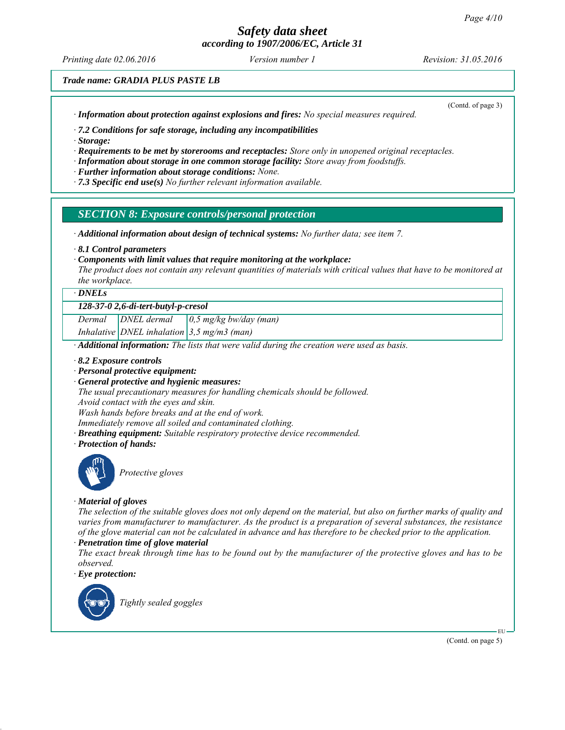Trade name: GRADIA PLUS PASTE LB

(Contd. of page 3)

· **Information about protection against explosions and fires:** *No special measures required.*

· **7.2 Conditions for safe storage, including any incompatibilities**
· **Storage:**
· **Requirements to be met by storerooms and receptacles:** *Store only in unopened original receptacles.*
· **Information about storage in one common storage facility:** *Store away from foodstuffs.*
· **Further information about storage conditions:** *None.*
· **7.3 Specific end use(s)** *No further relevant information available.*

## SECTION 8: Exposure controls/personal protection

· **Additional information about design of technical systems:** *No further data; see item 7.*

· **8.1 Control parameters**
· **Components with limit values that require monitoring at the workplace:**
*The product does not contain any relevant quantities of materials with critical values that have to be monitored at the workplace.*

· **DNELs**

| 128-37-0 2,6-di-tert-butyl-p-cresol | | |
|---|---|---|
| Dermal | DNEL dermal | 0,5 mg/kg bw/day (man) |
| Inhalative | DNEL inhalation | 3,5 mg/m3 (man) |

· **Additional information:** *The lists that were valid during the creation were used as basis.*

· **8.2 Exposure controls**
· **Personal protective equipment:**
· **General protective and hygienic measures:**
*The usual precautionary measures for handling chemicals should be followed.*
*Avoid contact with the eyes and skin.*
*Wash hands before breaks and at the end of work.*
*Immediately remove all soiled and contaminated clothing.*
· **Breathing equipment:** *Suitable respiratory protective device recommended.*
· **Protection of hands:**

*Protective gloves*

· **Material of gloves**
*The selection of the suitable gloves does not only depend on the material, but also on further marks of quality and varies from manufacturer to manufacturer. As the product is a preparation of several substances, the resistance of the glove material can not be calculated in advance and has therefore to be checked prior to the application.*
· **Penetration time of glove material**
*The exact break through time has to be found out by the manufacturer of the protective gloves and has to be observed.*
· **Eye protection:**

*Tightly sealed goggles*

(Contd. on page 5)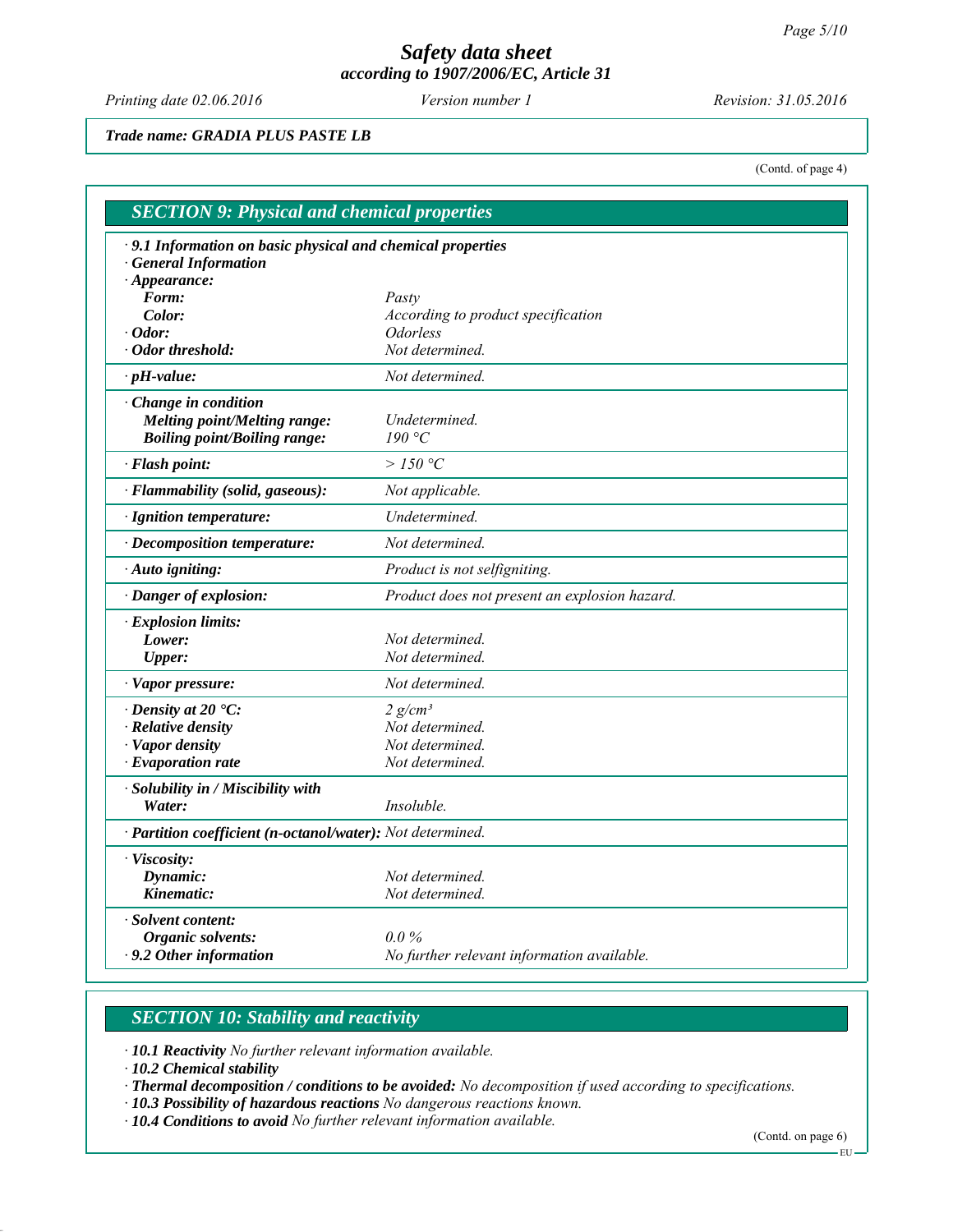*Trade name: GRADIA PLUS PASTE LB*

(Contd. of page 4)

## SECTION 9: Physical and chemical properties

| | |
|---|---|
| **· 9.1 Information on basic physical and chemical properties** | |
| **· General Information** | |
| **· Appearance:** | |
| **Form:** | *Pasty* |
| **Color:** | *According to product specification* |
| **· Odor:** | *Odorless* |
| **· Odor threshold:** | *Not determined.* |
| **· pH-value:** | *Not determined.* |
| **· Change in condition** | |
| **Melting point/Melting range:** | *Undetermined.* |
| **Boiling point/Boiling range:** | *190 °C* |
| **· Flash point:** | *> 150 °C* |
| **· Flammability (solid, gaseous):** | *Not applicable.* |
| **· Ignition temperature:** | *Undetermined.* |
| **· Decomposition temperature:** | *Not determined.* |
| **· Auto igniting:** | *Product is not selfigniting.* |
| **· Danger of explosion:** | *Product does not present an explosion hazard.* |
| **· Explosion limits:** | |
| **Lower:** | *Not determined.* |
| **Upper:** | *Not determined.* |
| **· Vapor pressure:** | *Not determined.* |
| **· Density at 20 °C:** | *2 g/cm³* |
| **· Relative density** | *Not determined.* |
| **· Vapor density** | *Not determined.* |
| **· Evaporation rate** | *Not determined.* |
| **· Solubility in / Miscibility with** | |
| **Water:** | *Insoluble.* |
| **· Partition coefficient (n-octanol/water):** | *Not determined.* |
| **· Viscosity:** | |
| **Dynamic:** | *Not determined.* |
| **Kinematic:** | *Not determined.* |
| **· Solvent content:** | |
| **Organic solvents:** | *0.0 %* |
| **· 9.2 Other information** | *No further relevant information available.* |

## SECTION 10: Stability and reactivity

· **10.1 Reactivity** *No further relevant information available.*

· **10.2 Chemical stability**

· **Thermal decomposition / conditions to be avoided:** *No decomposition if used according to specifications.*

· **10.3 Possibility of hazardous reactions** *No dangerous reactions known.*

· **10.4 Conditions to avoid** *No further relevant information available.*

(Contd. on page 6)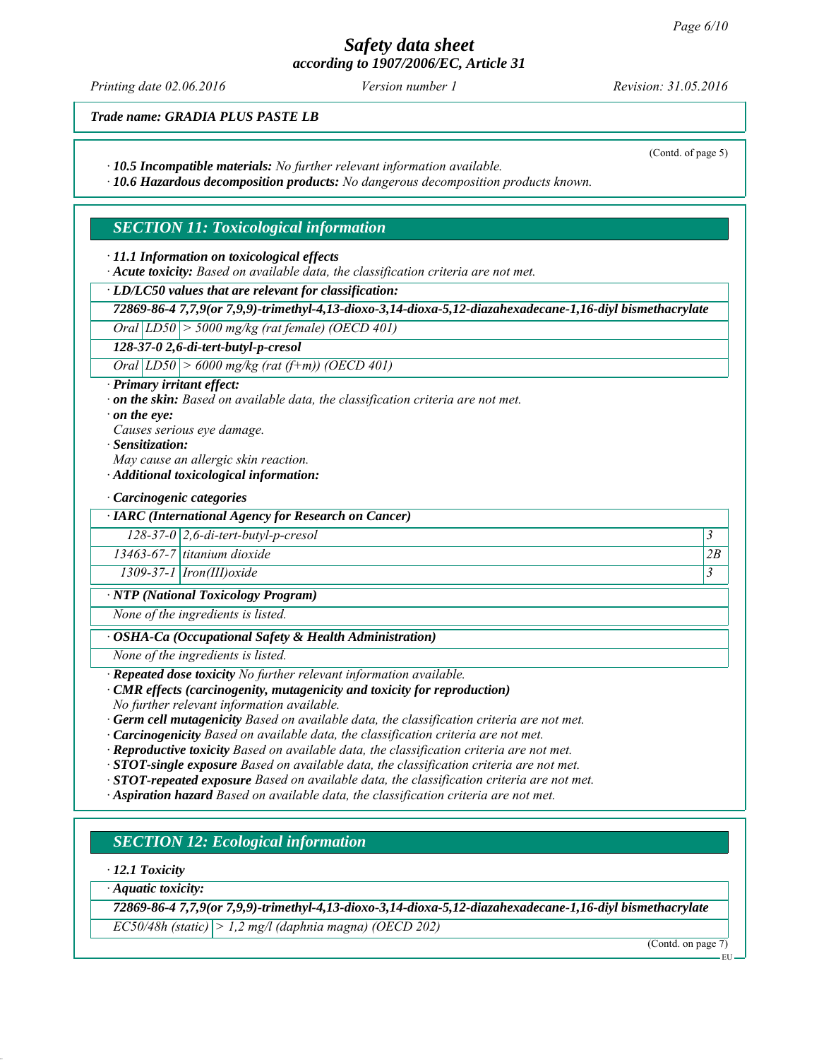(Contd. of page 5)

· **10.5 Incompatible materials:** *No further relevant information available.*
· **10.6 Hazardous decomposition products:** *No dangerous decomposition products known.*

## SECTION 11: Toxicological information

· **11.1 Information on toxicological effects**
· **Acute toxicity:** *Based on available data, the classification criteria are not met.*

| · LD/LC50 values that are relevant for classification: | | |
|---|---|---|
| **72869-86-4 7,7,9(or 7,9,9)-trimethyl-4,13-dioxo-3,14-dioxa-5,12-diazahexadecane-1,16-diyl bismethacrylate** | | |
| Oral | LD50 | > 5000 mg/kg (rat female) (OECD 401) |
| **128-37-0 2,6-di-tert-butyl-p-cresol** | | |
| Oral | LD50 | > 6000 mg/kg (rat (f+m)) (OECD 401) |

· **Primary irritant effect:**
· **on the skin:** *Based on available data, the classification criteria are not met.*
· **on the eye:**
*Causes serious eye damage.*
· **Sensitization:**
*May cause an allergic skin reaction.*
· **Additional toxicological information:**

· **Carcinogenic categories**

| · IARC (International Agency for Research on Cancer) | | |
|---|---|---|
| 128-37-0 | 2,6-di-tert-butyl-p-cresol | 3 |
| 13463-67-7 | titanium dioxide | 2B |
| 1309-37-1 | Iron(III)oxide | 3 |

· **NTP (National Toxicology Program)**

*None of the ingredients is listed.*

· **OSHA-Ca (Occupational Safety & Health Administration)**

*None of the ingredients is listed.*

· **Repeated dose toxicity** *No further relevant information available.*
· **CMR effects (carcinogenity, mutagenicity and toxicity for reproduction)**
*No further relevant information available.*
· **Germ cell mutagenicity** *Based on available data, the classification criteria are not met.*
· **Carcinogenicity** *Based on available data, the classification criteria are not met.*
· **Reproductive toxicity** *Based on available data, the classification criteria are not met.*
· **STOT-single exposure** *Based on available data, the classification criteria are not met.*
· **STOT-repeated exposure** *Based on available data, the classification criteria are not met.*
· **Aspiration hazard** *Based on available data, the classification criteria are not met.*

## SECTION 12: Ecological information

· **12.1 Toxicity**

| · Aquatic toxicity: | |
|---|---|
| **72869-86-4 7,7,9(or 7,9,9)-trimethyl-4,13-dioxo-3,14-dioxa-5,12-diazahexadecane-1,16-diyl bismethacrylate** | |
| EC50/48h (static) | > 1,2 mg/l (daphnia magna) (OECD 202) |

(Contd. on page 7)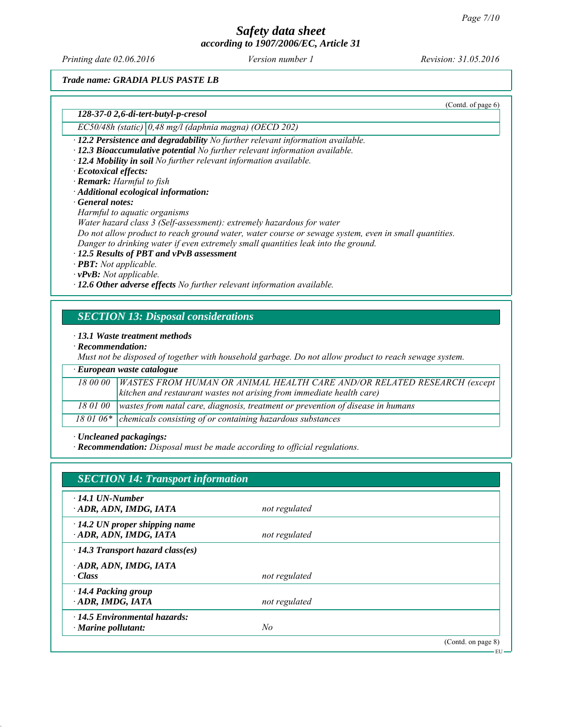*(Contd. of page 6)*

| *128-37-0 2,6-di-tert-butyl-p-cresol* | |
|---|---|
| *EC50/48h (static)* | *0,48 mg/l (daphnia magna) (OECD 202)* |

· ***12.2 Persistence and degradability*** *No further relevant information available.*
· ***12.3 Bioaccumulative potential*** *No further relevant information available.*
· ***12.4 Mobility in soil*** *No further relevant information available.*
· ***Ecotoxical effects:***
· ***Remark:*** *Harmful to fish*
· ***Additional ecological information:***
· ***General notes:***
*Harmful to aquatic organisms*
*Water hazard class 3 (Self-assessment): extremely hazardous for water*
*Do not allow product to reach ground water, water course or sewage system, even in small quantities.*
*Danger to drinking water if even extremely small quantities leak into the ground.*
· ***12.5 Results of PBT and vPvB assessment***
· ***PBT:*** *Not applicable.*
· ***vPvB:*** *Not applicable.*
· ***12.6 Other adverse effects*** *No further relevant information available.*

## *SECTION 13: Disposal considerations*

· ***13.1 Waste treatment methods***
· ***Recommendation:***
*Must not be disposed of together with household garbage. Do not allow product to reach sewage system.*

| *· European waste catalogue* | |
|---|---|
| *18 00 00* | *WASTES FROM HUMAN OR ANIMAL HEALTH CARE AND/OR RELATED RESEARCH (except kitchen and restaurant wastes not arising from immediate health care)* |
| *18 01 00* | *wastes from natal care, diagnosis, treatment or prevention of disease in humans* |
| *18 01 06** | *chemicals consisting of or containing hazardous substances* |

· ***Uncleaned packagings:***
· ***Recommendation:*** *Disposal must be made according to official regulations.*

## *SECTION 14: Transport information*

| | |
|---|---|
| ***· 14.1 UN-Number*** <br> ***· ADR, ADN, IMDG, IATA*** | *not regulated* |
| ***· 14.2 UN proper shipping name*** <br> ***· ADR, ADN, IMDG, IATA*** | *not regulated* |
| ***· 14.3 Transport hazard class(es)*** | |
| ***· ADR, ADN, IMDG, IATA*** <br> ***· Class*** | *not regulated* |
| ***· 14.4 Packing group*** <br> ***· ADR, IMDG, IATA*** | *not regulated* |
| ***· 14.5 Environmental hazards:*** <br> ***· Marine pollutant:*** | *No* |

*(Contd. on page 8)*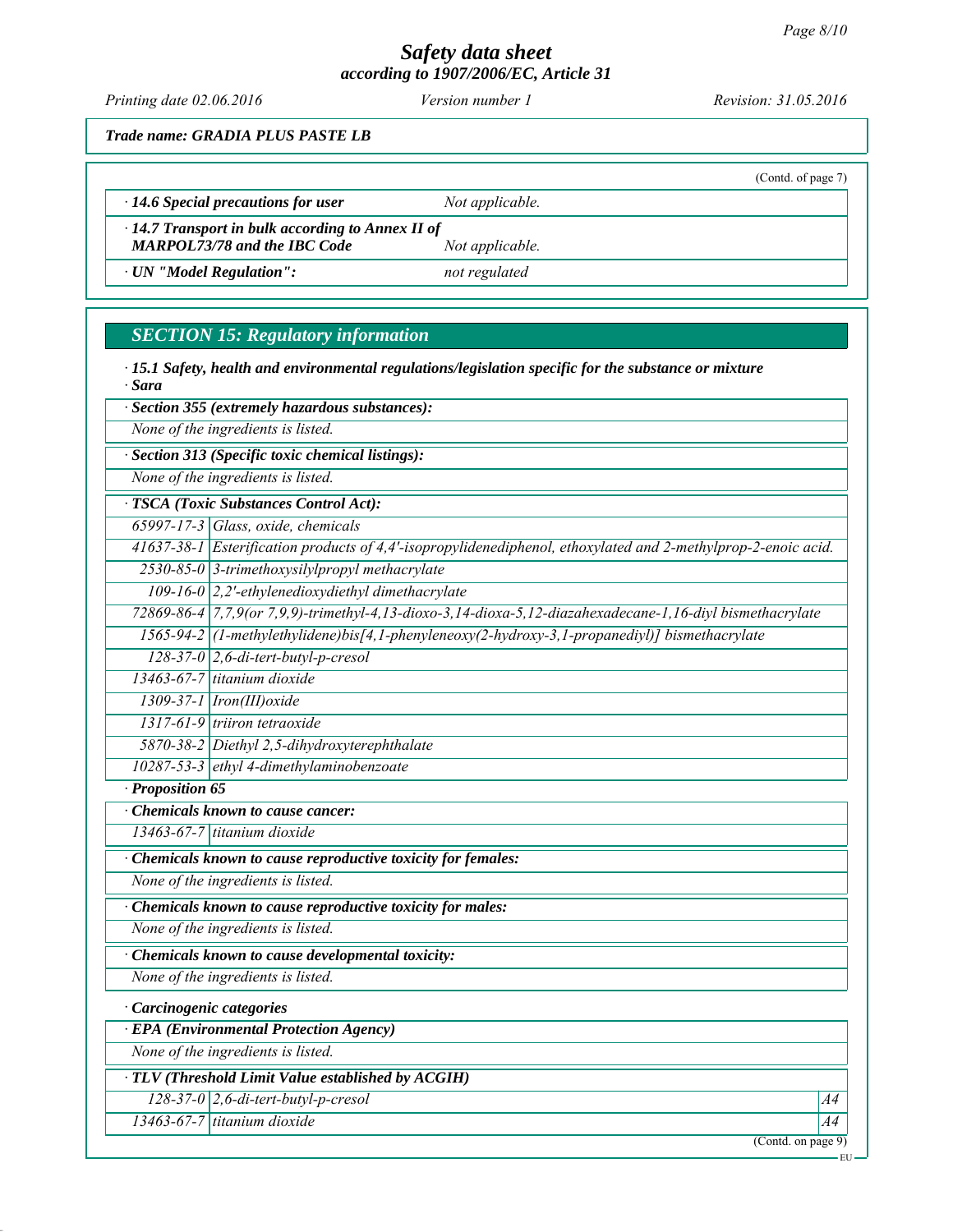*Trade name: GRADIA PLUS PASTE LB*

(Contd. of page 7)

| · **14.6 Special precautions for user** | *Not applicable.* |
|---|---|
| · **14.7 Transport in bulk according to Annex II of MARPOL73/78 and the IBC Code** | *Not applicable.* |
| · **UN "Model Regulation":** | *not regulated* |

## SECTION 15: Regulatory information

· **15.1 Safety, health and environmental regulations/legislation specific for the substance or mixture**

· **Sara**

· **Section 355 (extremely hazardous substances):**

None of the ingredients is listed.

· **Section 313 (Specific toxic chemical listings):**

None of the ingredients is listed.

· **TSCA (Toxic Substances Control Act):**

| | |
|---|---|
| 65997-17-3 | Glass, oxide, chemicals |
| 41637-38-1 | Esterification products of 4,4'-isopropylidenediphenol, ethoxylated and 2-methylprop-2-enoic acid. |
| 2530-85-0 | 3-trimethoxysilylpropyl methacrylate |
| 109-16-0 | 2,2'-ethylenedioxydiethyl dimethacrylate |
| 72869-86-4 | 7,7,9(or 7,9,9)-trimethyl-4,13-dioxo-3,14-dioxa-5,12-diazahexadecane-1,16-diyl bismethacrylate |
| 1565-94-2 | (1-methylethylidene)bis[4,1-phenyleneoxy(2-hydroxy-3,1-propanediyl)] bismethacrylate |
| 128-37-0 | 2,6-di-tert-butyl-p-cresol |
| 13463-67-7 | titanium dioxide |
| 1309-37-1 | Iron(III)oxide |
| 1317-61-9 | triiron tetraoxide |
| 5870-38-2 | Diethyl 2,5-dihydroxyterephthalate |
| 10287-53-3 | ethyl 4-dimethylaminobenzoate |

· **Proposition 65**

· **Chemicals known to cause cancer:**

| | |
|---|---|
| 13463-67-7 | titanium dioxide |

· **Chemicals known to cause reproductive toxicity for females:**

None of the ingredients is listed.

· **Chemicals known to cause reproductive toxicity for males:**

None of the ingredients is listed.

· **Chemicals known to cause developmental toxicity:**

None of the ingredients is listed.

· **Carcinogenic categories**

· **EPA (Environmental Protection Agency)**

None of the ingredients is listed.

· **TLV (Threshold Limit Value established by ACGIH)**

| | | |
|---|---|---|
| 128-37-0 | 2,6-di-tert-butyl-p-cresol | A4 |
| 13463-67-7 | titanium dioxide | A4 |

(Contd. on page 9)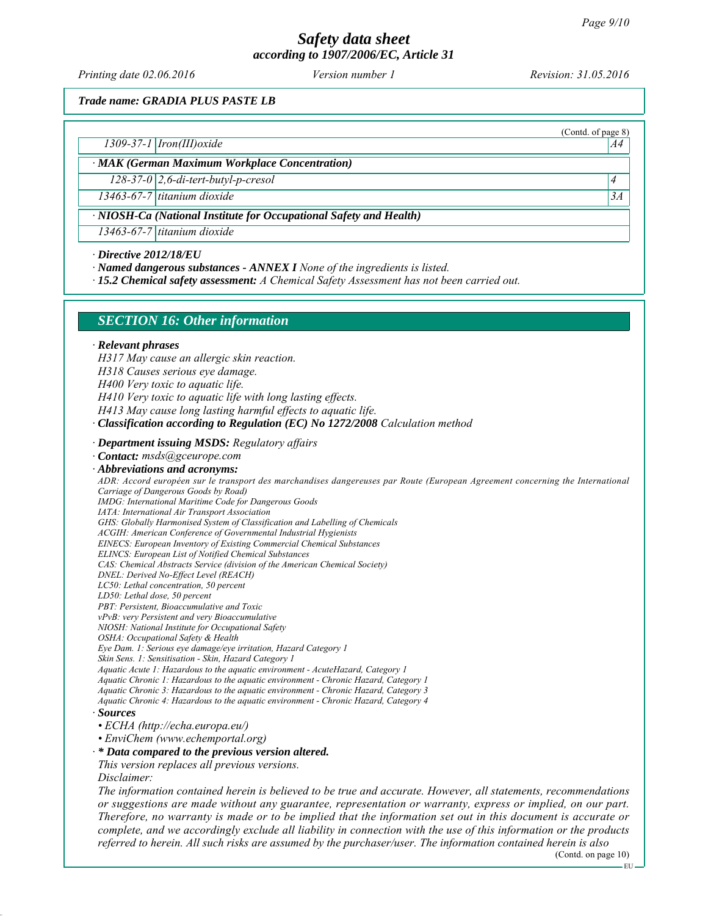**Trade name: GRADIA PLUS PASTE LB**

(Contd. of page 8)

| | | |
|---|---|---|
| 1309-37-1 | Iron(III)oxide | A4 |
| **· MAK (German Maximum Workplace Concentration)** | | |
| 128-37-0 | 2,6-di-tert-butyl-p-cresol | 4 |
| 13463-67-7 | titanium dioxide | 3A |
| **· NIOSH-Ca (National Institute for Occupational Safety and Health)** | | |
| 13463-67-7 | titanium dioxide | |

· **Directive 2012/18/EU**

· **Named dangerous substances - ANNEX I** None of the ingredients is listed.

· **15.2 Chemical safety assessment:** A Chemical Safety Assessment has not been carried out.

## SECTION 16: Other information

· **Relevant phrases**

H317 May cause an allergic skin reaction.
H318 Causes serious eye damage.
H400 Very toxic to aquatic life.
H410 Very toxic to aquatic life with long lasting effects.
H413 May cause long lasting harmful effects to aquatic life.

· **Classification according to Regulation (EC) No 1272/2008** Calculation method

· **Department issuing MSDS:** Regulatory affairs

· **Contact:** msds@gceurope.com

· **Abbreviations and acronyms:**

ADR: Accord européen sur le transport des marchandises dangereuses par Route (European Agreement concerning the International Carriage of Dangerous Goods by Road)
IMDG: International Maritime Code for Dangerous Goods
IATA: International Air Transport Association
GHS: Globally Harmonised System of Classification and Labelling of Chemicals
ACGIH: American Conference of Governmental Industrial Hygienists
EINECS: European Inventory of Existing Commercial Chemical Substances
ELINCS: European List of Notified Chemical Substances
CAS: Chemical Abstracts Service (division of the American Chemical Society)
DNEL: Derived No-Effect Level (REACH)
LC50: Lethal concentration, 50 percent
LD50: Lethal dose, 50 percent
PBT: Persistent, Bioaccumulative and Toxic
vPvB: very Persistent and very Bioaccumulative
NIOSH: National Institute for Occupational Safety
OSHA: Occupational Safety & Health
Eye Dam. 1: Serious eye damage/eye irritation, Hazard Category 1
Skin Sens. 1: Sensitisation - Skin, Hazard Category 1
Aquatic Acute 1: Hazardous to the aquatic environment - AcuteHazard, Category 1
Aquatic Chronic 1: Hazardous to the aquatic environment - Chronic Hazard, Category 1
Aquatic Chronic 3: Hazardous to the aquatic environment - Chronic Hazard, Category 3
Aquatic Chronic 4: Hazardous to the aquatic environment - Chronic Hazard, Category 4

· **Sources**

- ECHA (http://echa.europa.eu/)
- EnviChem (www.echemportal.org)

· *** Data compared to the previous version altered.**

This version replaces all previous versions.

Disclaimer:

The information contained herein is believed to be true and accurate. However, all statements, recommendations or suggestions are made without any guarantee, representation or warranty, express or implied, on our part. Therefore, no warranty is made or to be implied that the information set out in this document is accurate or complete, and we accordingly exclude all liability in connection with the use of this information or the products referred to herein. All such risks are assumed by the purchaser/user. The information contained herein is also

(Contd. on page 10)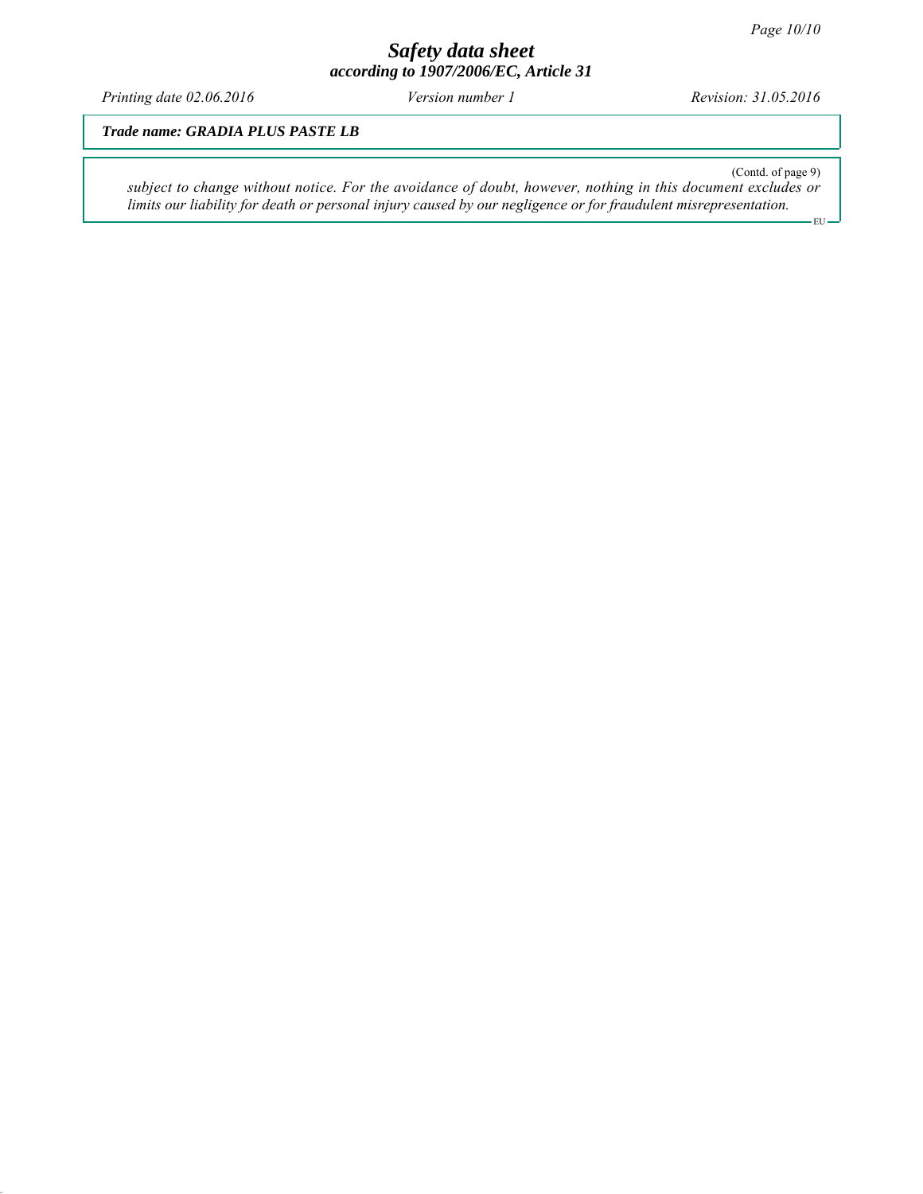*Trade name: GRADIA PLUS PASTE LB*

(Contd. of page 9)

*subject to change without notice. For the avoidance of doubt, however, nothing in this document excludes or limits our liability for death or personal injury caused by our negligence or for fraudulent misrepresentation.*

EU